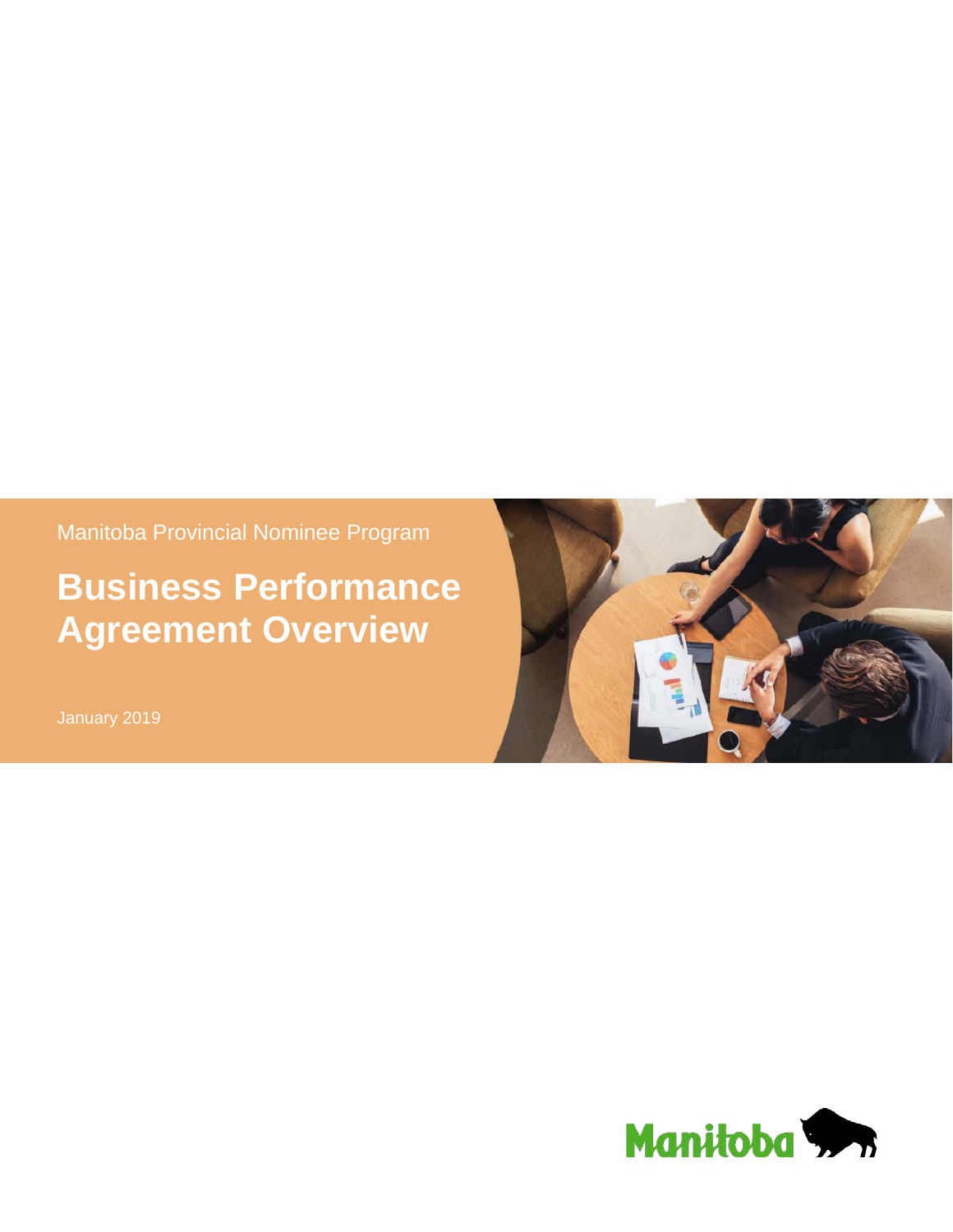Manitoba Provincial Nominee Program

# Business Performance Agreement Overview

January 2019

Manitoba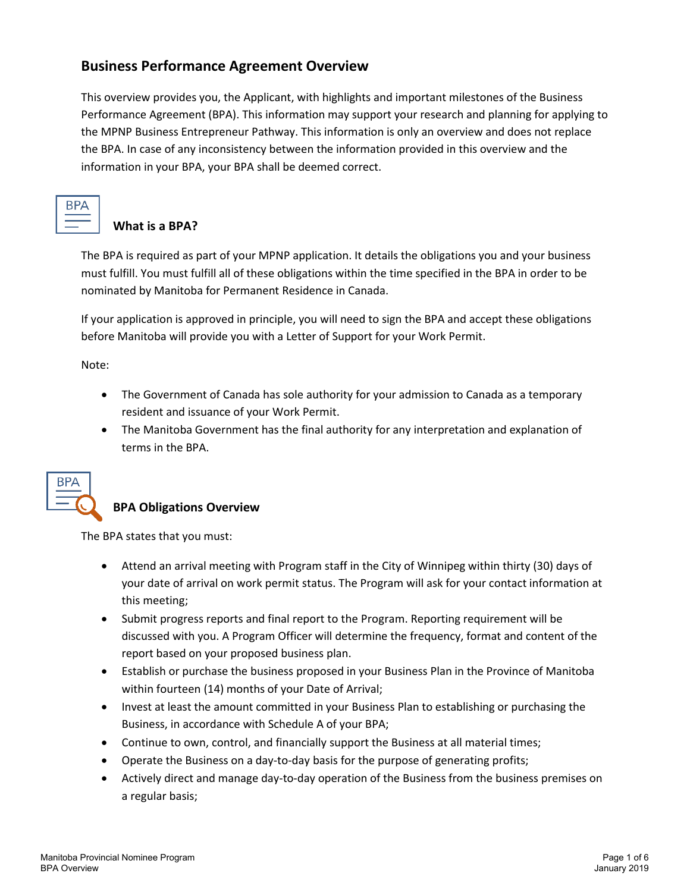## Business Performance Agreement Overview

This overview provides you, the Applicant, with highlights and important milestones of the Business Performance Agreement (BPA). This information may support your research and planning for applying to the MPNP Business Entrepreneur Pathway. This information is only an overview and does not replace the BPA. In case of any inconsistency between the information provided in this overview and the information in your BPA, your BPA shall be deemed correct.

### What is a BPA?

The BPA is required as part of your MPNP application. It details the obligations you and your business must fulfill. You must fulfill all of these obligations within the time specified in the BPA in order to be nominated by Manitoba for Permanent Residence in Canada.

If your application is approved in principle, you will need to sign the BPA and accept these obligations before Manitoba will provide you with a Letter of Support for your Work Permit.

Note:

- The Government of Canada has sole authority for your admission to Canada as a temporary resident and issuance of your Work Permit.
- The Manitoba Government has the final authority for any interpretation and explanation of terms in the BPA.

### BPA Obligations Overview

The BPA states that you must:

- Attend an arrival meeting with Program staff in the City of Winnipeg within thirty (30) days of your date of arrival on work permit status. The Program will ask for your contact information at this meeting;
- Submit progress reports and final report to the Program. Reporting requirement will be discussed with you. A Program Officer will determine the frequency, format and content of the report based on your proposed business plan.
- Establish or purchase the business proposed in your Business Plan in the Province of Manitoba within fourteen (14) months of your Date of Arrival;
- Invest at least the amount committed in your Business Plan to establishing or purchasing the Business, in accordance with Schedule A of your BPA;
- Continue to own, control, and financially support the Business at all material times;
- Operate the Business on a day-to-day basis for the purpose of generating profits;
- Actively direct and manage day-to-day operation of the Business from the business premises on a regular basis;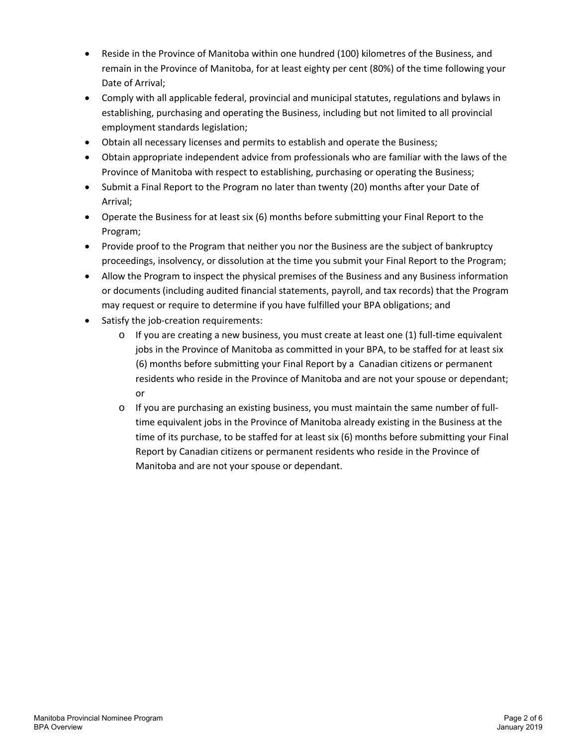- Reside in the Province of Manitoba within one hundred (100) kilometres of the Business, and remain in the Province of Manitoba, for at least eighty per cent (80%) of the time following your Date of Arrival;
- Comply with all applicable federal, provincial and municipal statutes, regulations and bylaws in establishing, purchasing and operating the Business, including but not limited to all provincial employment standards legislation;
- Obtain all necessary licenses and permits to establish and operate the Business;
- Obtain appropriate independent advice from professionals who are familiar with the laws of the Province of Manitoba with respect to establishing, purchasing or operating the Business;
- Submit a Final Report to the Program no later than twenty (20) months after your Date of Arrival;
- Operate the Business for at least six (6) months before submitting your Final Report to the Program;
- Provide proof to the Program that neither you nor the Business are the subject of bankruptcy proceedings, insolvency, or dissolution at the time you submit your Final Report to the Program;
- Allow the Program to inspect the physical premises of the Business and any Business information or documents (including audited financial statements, payroll, and tax records) that the Program may request or require to determine if you have fulfilled your BPA obligations; and
- Satisfy the job-creation requirements:
  - If you are creating a new business, you must create at least one (1) full-time equivalent jobs in the Province of Manitoba as committed in your BPA, to be staffed for at least six (6) months before submitting your Final Report by a Canadian citizens or permanent residents who reside in the Province of Manitoba and are not your spouse or dependant; or
  - If you are purchasing an existing business, you must maintain the same number of full-time equivalent jobs in the Province of Manitoba already existing in the Business at the time of its purchase, to be staffed for at least six (6) months before submitting your Final Report by Canadian citizens or permanent residents who reside in the Province of Manitoba and are not your spouse or dependant.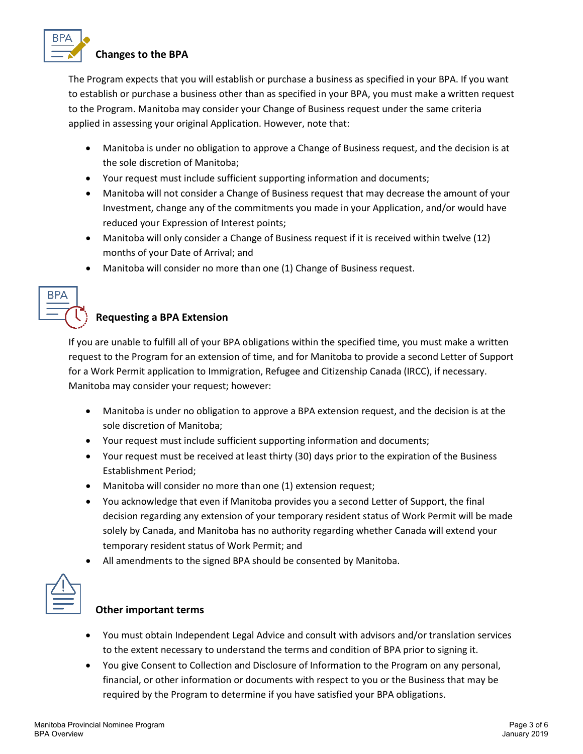## Changes to the BPA

The Program expects that you will establish or purchase a business as specified in your BPA. If you want to establish or purchase a business other than as specified in your BPA, you must make a written request to the Program. Manitoba may consider your Change of Business request under the same criteria applied in assessing your original Application. However, note that:

- Manitoba is under no obligation to approve a Change of Business request, and the decision is at the sole discretion of Manitoba;
- Your request must include sufficient supporting information and documents;
- Manitoba will not consider a Change of Business request that may decrease the amount of your Investment, change any of the commitments you made in your Application, and/or would have reduced your Expression of Interest points;
- Manitoba will only consider a Change of Business request if it is received within twelve (12) months of your Date of Arrival; and
- Manitoba will consider no more than one (1) Change of Business request.

## Requesting a BPA Extension

If you are unable to fulfill all of your BPA obligations within the specified time, you must make a written request to the Program for an extension of time, and for Manitoba to provide a second Letter of Support for a Work Permit application to Immigration, Refugee and Citizenship Canada (IRCC), if necessary. Manitoba may consider your request; however:

- Manitoba is under no obligation to approve a BPA extension request, and the decision is at the sole discretion of Manitoba;
- Your request must include sufficient supporting information and documents;
- Your request must be received at least thirty (30) days prior to the expiration of the Business Establishment Period;
- Manitoba will consider no more than one (1) extension request;
- You acknowledge that even if Manitoba provides you a second Letter of Support, the final decision regarding any extension of your temporary resident status of Work Permit will be made solely by Canada, and Manitoba has no authority regarding whether Canada will extend your temporary resident status of Work Permit; and
- All amendments to the signed BPA should be consented by Manitoba.

## Other important terms

- You must obtain Independent Legal Advice and consult with advisors and/or translation services to the extent necessary to understand the terms and condition of BPA prior to signing it.
- You give Consent to Collection and Disclosure of Information to the Program on any personal, financial, or other information or documents with respect to you or the Business that may be required by the Program to determine if you have satisfied your BPA obligations.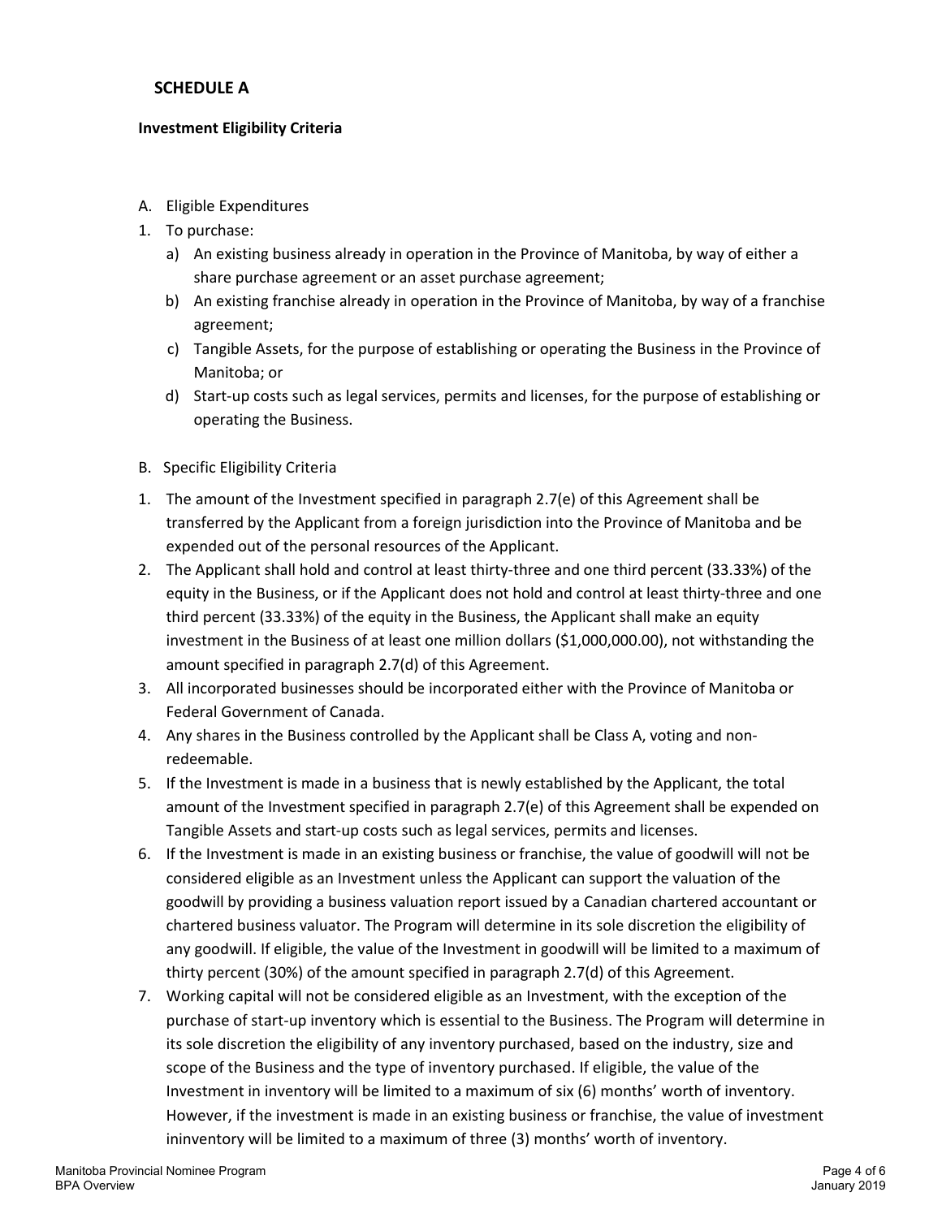## SCHEDULE A

**Investment Eligibility Criteria**

A. Eligible Expenditures

1. To purchase:
   a) An existing business already in operation in the Province of Manitoba, by way of either a share purchase agreement or an asset purchase agreement;
   b) An existing franchise already in operation in the Province of Manitoba, by way of a franchise agreement;
   c) Tangible Assets, for the purpose of establishing or operating the Business in the Province of Manitoba; or
   d) Start-up costs such as legal services, permits and licenses, for the purpose of establishing or operating the Business.

B. Specific Eligibility Criteria

1. The amount of the Investment specified in paragraph 2.7(e) of this Agreement shall be transferred by the Applicant from a foreign jurisdiction into the Province of Manitoba and be expended out of the personal resources of the Applicant.
2. The Applicant shall hold and control at least thirty-three and one third percent (33.33%) of the equity in the Business, or if the Applicant does not hold and control at least thirty-three and one third percent (33.33%) of the equity in the Business, the Applicant shall make an equity investment in the Business of at least one million dollars ($1,000,000.00), not withstanding the amount specified in paragraph 2.7(d) of this Agreement.
3. All incorporated businesses should be incorporated either with the Province of Manitoba or Federal Government of Canada.
4. Any shares in the Business controlled by the Applicant shall be Class A, voting and non-redeemable.
5. If the Investment is made in a business that is newly established by the Applicant, the total amount of the Investment specified in paragraph 2.7(e) of this Agreement shall be expended on Tangible Assets and start-up costs such as legal services, permits and licenses.
6. If the Investment is made in an existing business or franchise, the value of goodwill will not be considered eligible as an Investment unless the Applicant can support the valuation of the goodwill by providing a business valuation report issued by a Canadian chartered accountant or chartered business valuator. The Program will determine in its sole discretion the eligibility of any goodwill. If eligible, the value of the Investment in goodwill will be limited to a maximum of thirty percent (30%) of the amount specified in paragraph 2.7(d) of this Agreement.
7. Working capital will not be considered eligible as an Investment, with the exception of the purchase of start-up inventory which is essential to the Business. The Program will determine in its sole discretion the eligibility of any inventory purchased, based on the industry, size and scope of the Business and the type of inventory purchased. If eligible, the value of the Investment in inventory will be limited to a maximum of six (6) months' worth of inventory. However, if the investment is made in an existing business or franchise, the value of investment ininventory will be limited to a maximum of three (3) months' worth of inventory.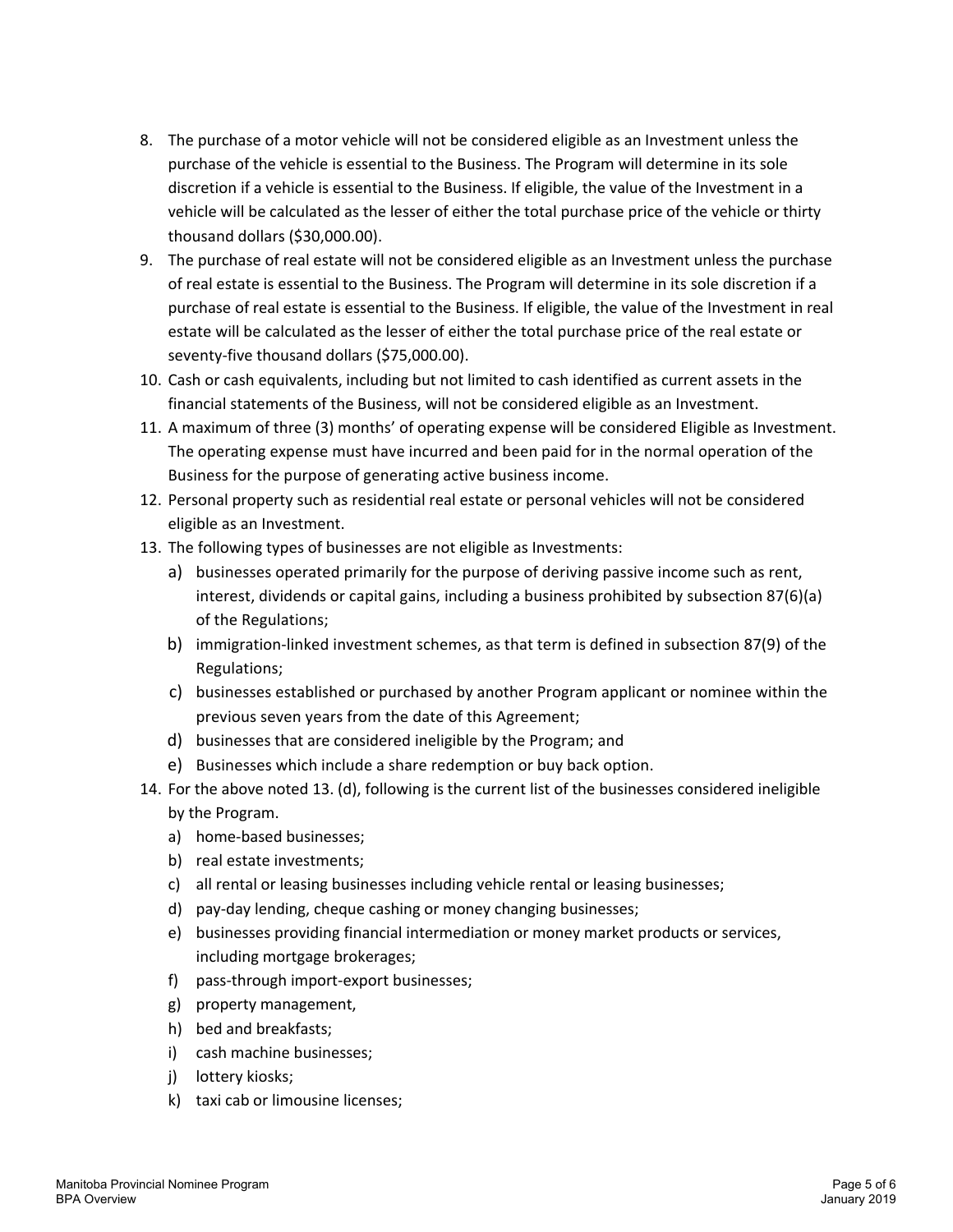8. The purchase of a motor vehicle will not be considered eligible as an Investment unless the purchase of the vehicle is essential to the Business. The Program will determine in its sole discretion if a vehicle is essential to the Business. If eligible, the value of the Investment in a vehicle will be calculated as the lesser of either the total purchase price of the vehicle or thirty thousand dollars ($30,000.00).
9. The purchase of real estate will not be considered eligible as an Investment unless the purchase of real estate is essential to the Business. The Program will determine in its sole discretion if a purchase of real estate is essential to the Business. If eligible, the value of the Investment in real estate will be calculated as the lesser of either the total purchase price of the real estate or seventy-five thousand dollars ($75,000.00).
10. Cash or cash equivalents, including but not limited to cash identified as current assets in the financial statements of the Business, will not be considered eligible as an Investment.
11. A maximum of three (3) months' of operating expense will be considered Eligible as Investment. The operating expense must have incurred and been paid for in the normal operation of the Business for the purpose of generating active business income.
12. Personal property such as residential real estate or personal vehicles will not be considered eligible as an Investment.
13. The following types of businesses are not eligible as Investments:
    a) businesses operated primarily for the purpose of deriving passive income such as rent, interest, dividends or capital gains, including a business prohibited by subsection 87(6)(a) of the Regulations;
    b) immigration-linked investment schemes, as that term is defined in subsection 87(9) of the Regulations;
    c) businesses established or purchased by another Program applicant or nominee within the previous seven years from the date of this Agreement;
    d) businesses that are considered ineligible by the Program; and
    e) Businesses which include a share redemption or buy back option.
14. For the above noted 13. (d), following is the current list of the businesses considered ineligible by the Program.
    a) home-based businesses;
    b) real estate investments;
    c) all rental or leasing businesses including vehicle rental or leasing businesses;
    d) pay-day lending, cheque cashing or money changing businesses;
    e) businesses providing financial intermediation or money market products or services, including mortgage brokerages;
    f) pass-through import-export businesses;
    g) property management,
    h) bed and breakfasts;
    i) cash machine businesses;
    j) lottery kiosks;
    k) taxi cab or limousine licenses;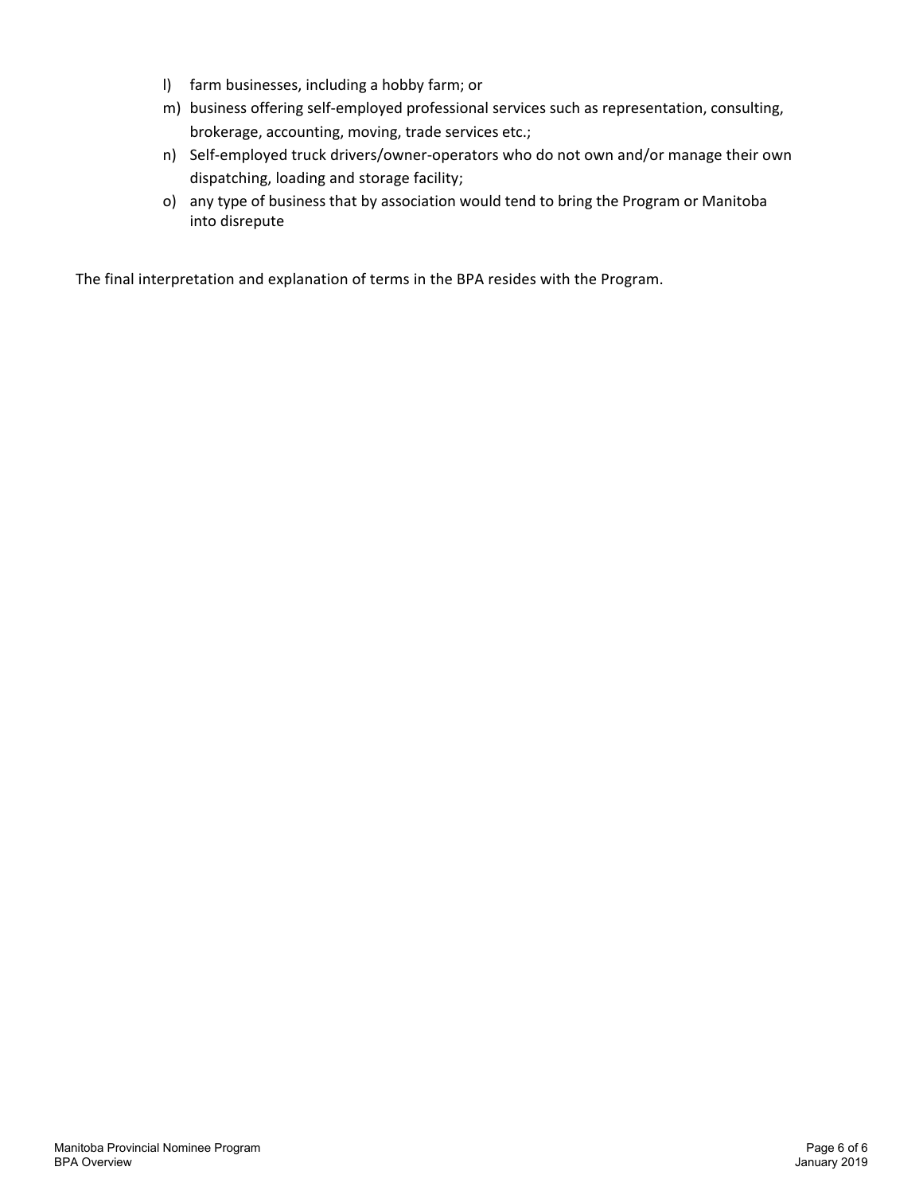l) farm businesses, including a hobby farm; or
m) business offering self-employed professional services such as representation, consulting, brokerage, accounting, moving, trade services etc.;
n) Self-employed truck drivers/owner-operators who do not own and/or manage their own dispatching, loading and storage facility;
o) any type of business that by association would tend to bring the Program or Manitoba into disrepute

The final interpretation and explanation of terms in the BPA resides with the Program.